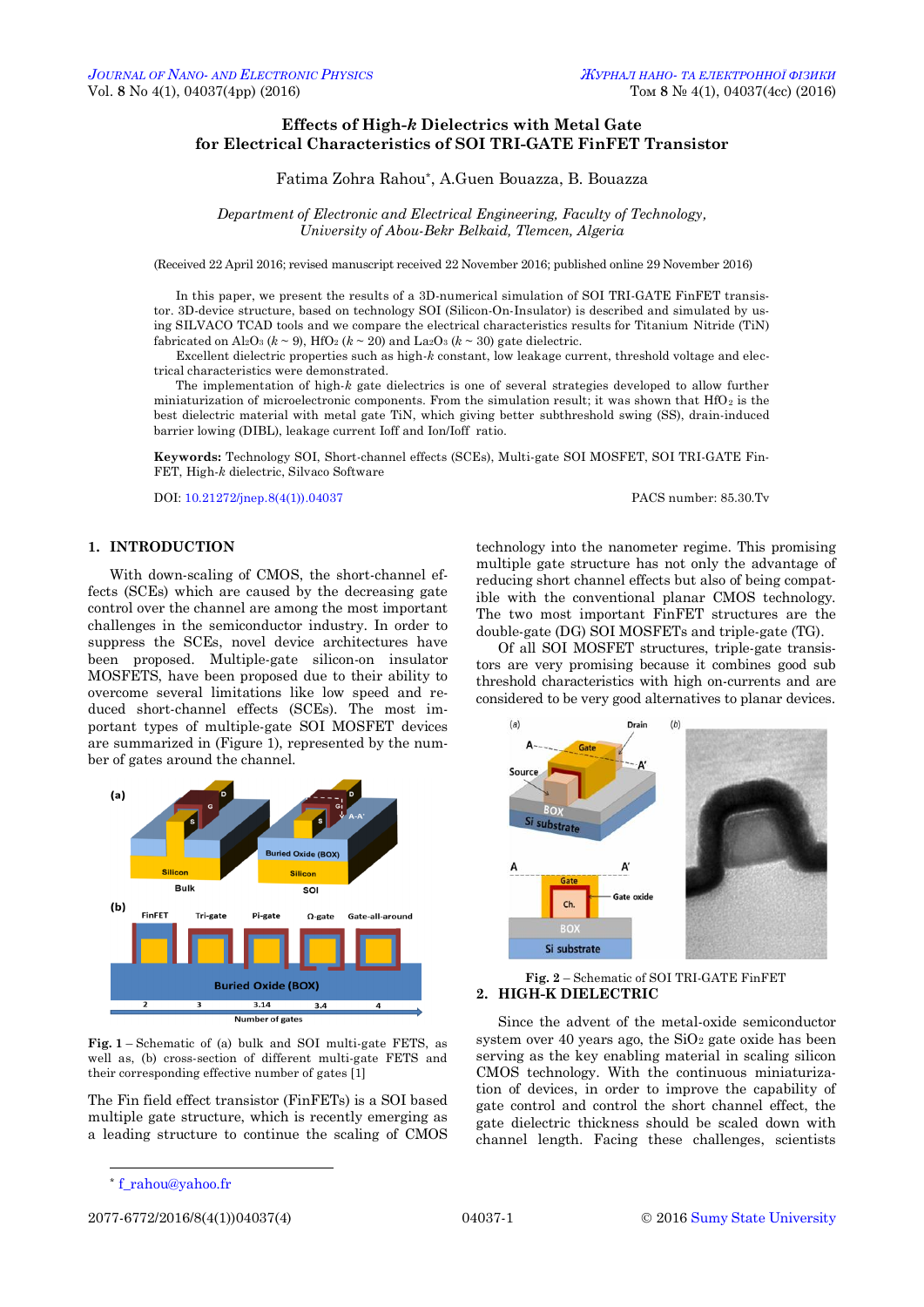# Effects of High-*k* Dielectrics with Metal Gate for Electrical Characteristics of SOI TRI-GATE FinFET Transistor

Fatima Zohra Rahou*, A.Guen Bouazza, B. Bouazza

*Department of Electronic and Electrical Engineering, Faculty of Technology, University of Abou-Bekr Belkaid, Tlemcen, Algeria*

(Received 22 April 2016; revised manuscript received 22 November 2016; published online 29 November 2016)

In this paper, we present the results of a 3D-numerical simulation of SOI TRI-GATE FinFET transistor. 3D-device structure, based on technology SOI (Silicon-On-Insulator) is described and simulated by using SILVACO TCAD tools and we compare the electrical characteristics results for Titanium Nitride (TiN) fabricated on $Al_2O_3$ ($k \sim 9$), $HfO_2$ ($k \sim 20$) and $La_2O_3$ ($k \sim 30$) gate dielectric.

Excellent dielectric properties such as high-*k* constant, low leakage current, threshold voltage and electrical characteristics were demonstrated.

The implementation of high-*k* gate dielectrics is one of several strategies developed to allow further miniaturization of microelectronic components. From the simulation result; it was shown that $HfO_2$ is the best dielectric material with metal gate TiN, which giving better subthreshold swing (SS), drain-induced barrier lowing (DIBL), leakage current Ioff and Ion/Ioff ratio.

**Keywords:** Technology SOI, Short-channel effects (SCEs), Multi-gate SOI MOSFET, SOI TRI-GATE FinFET, High-*k* dielectric, Silvaco Software

DOI: 10.21272/jnep.8(4(1)).04037 PACS number: 85.30.Tv

## 1. INTRODUCTION

With down-scaling of CMOS, the short-channel effects (SCEs) which are caused by the decreasing gate control over the channel are among the most important challenges in the semiconductor industry. In order to suppress the SCEs, novel device architectures have been proposed. Multiple-gate silicon-on insulator MOSFETS, have been proposed due to their ability to overcome several limitations like low speed and reduced short-channel effects (SCEs). The most important types of multiple-gate SOI MOSFET devices are summarized in (Figure 1), represented by the number of gates around the channel.

**Fig. 1** – Schematic of (a) bulk and SOI multi-gate FETS, as well as, (b) cross-section of different multi-gate FETS and their corresponding effective number of gates [1]

The Fin field effect transistor (FinFETs) is a SOI based multiple gate structure, which is recently emerging as a leading structure to continue the scaling of CMOS technology into the nanometer regime. This promising multiple gate structure has not only the advantage of reducing short channel effects but also of being compatible with the conventional planar CMOS technology. The two most important FinFET structures are the double-gate (DG) SOI MOSFETs and triple-gate (TG).

Of all SOI MOSFET structures, triple-gate transistors are very promising because it combines good sub threshold characteristics with high on-currents and are considered to be very good alternatives to planar devices.

**Fig. 2** – Schematic of SOI TRI-GATE FinFET

## 2. HIGH-K DIELECTRIC

Since the advent of the metal-oxide semiconductor system over 40 years ago, the $SiO_2$ gate oxide has been serving as the key enabling material in scaling silicon CMOS technology. With the continuous miniaturization of devices, in order to improve the capability of gate control and control the short channel effect, the gate dielectric thickness should be scaled down with channel length. Facing these challenges, scientists

* f_rahou@yahoo.fr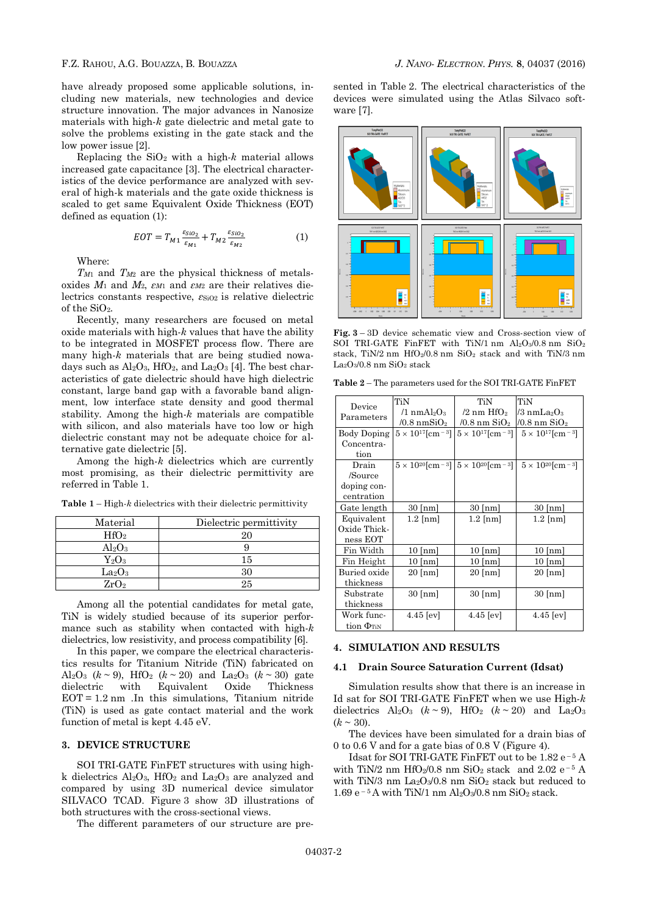have already proposed some applicable solutions, including new materials, new technologies and device structure innovation. The major advances in Nanosize materials with high-$k$ gate dielectric and metal gate to solve the problems existing in the gate stack and the low power issue [2].

Replacing the $SiO_2$ with a high-$k$ material allows increased gate capacitance [3]. The electrical characteristics of the device performance are analyzed with several of high-$k$ materials and the gate oxide thickness is scaled to get same Equivalent Oxide Thickness (EOT) defined as equation (1):

$$EOT = T_{M1}\frac{\varepsilon_{SiO_2}}{\varepsilon_{M1}} + T_{M2}\frac{\varepsilon_{SiO_2}}{\varepsilon_{M2}} \tag{1}$$

Where:

$T_{M1}$ and $T_{M2}$ are the physical thickness of metals-oxides $M_1$ and $M_2$, $\varepsilon_{M1}$ and $\varepsilon_{M2}$ are their relatives dielectrics constants respective, $\varepsilon_{SiO2}$ is relative dielectric of the $SiO_2$.

Recently, many researchers are focused on metal oxide materials with high-$k$ values that have the ability to be integrated in MOSFET process flow. There are many high-$k$ materials that are being studied nowadays such as $Al_2O_3$, $HfO_2$, and $La_2O_3$ [4]. The best characteristics of gate dielectric should have high dielectric constant, large band gap with a favorable band alignment, low interface state density and good thermal stability. Among the high-$k$ materials are compatible with silicon, and also materials have too low or high dielectric constant may not be adequate choice for alternative gate dielectric [5].

Among the high-$k$ dielectrics which are currently most promising, as their dielectric permittivity are referred in Table 1.

**Table 1** – High-$k$ dielectrics with their dielectric permittivity

| Material | Dielectric permittivity |
| --- | --- |
| $HfO_2$ | 20 |
| $Al_2O_3$ | 9 |
| $Y_2O_3$ | 15 |
| $La_2O_3$ | 30 |
| $ZrO_2$ | 25 |

Among all the potential candidates for metal gate, TiN is widely studied because of its superior performance such as stability when contacted with high-$k$ dielectrics, low resistivity, and process compatibility [6].

In this paper, we compare the electrical characteristics results for Titanium Nitride (TiN) fabricated on $Al_2O_3$ ($k \sim 9$), $HfO_2$ ($k \sim 20$) and $La_2O_3$ ($k \sim 30$) gate dielectric with Equivalent Oxide Thickness EOT = 1.2 nm .In this simulations, Titanium nitride (TiN) is used as gate contact material and the work function of metal is kept 4.45 eV.

## 3. DEVICE STRUCTURE

SOI TRI-GATE FinFET structures with using high-k dielectrics $Al_2O_3$, $HfO_2$ and $La_2O_3$ are analyzed and compared by using 3D numerical device simulator SILVACO TCAD. Figure 3 show 3D illustrations of both structures with the cross-sectional views.

The different parameters of our structure are presented in Table 2. The electrical characteristics of the devices were simulated using the Atlas Silvaco software [7].

**Fig. 3** – 3D device schematic view and Cross-section view of SOI TRI-GATE FinFET with TiN/1 nm $Al_2O_3$/0.8 nm $SiO_2$ stack, TiN/2 nm $HfO_2$/0.8 nm $SiO_2$ stack and with TiN/3 nm $La_2O_3$/0.8 nm $SiO_2$ stack

**Table 2** – The parameters used for the SOI TRI-GATE FinFET

| Device Parameters | TiN /1 nm $Al_2O_3$ /0.8 nm $SiO_2$ | TiN /2 nm $HfO_2$ /0.8 nm $SiO_2$ | TiN /3 nm $La_2O_3$ /0.8 nm $SiO_2$ |
| --- | --- | --- | --- |
| Body Doping Concentration | $5 \times 10^{17}$[cm$^{-3}$] | $5 \times 10^{17}$[cm$^{-3}$] | $5 \times 10^{17}$[cm$^{-3}$] |
| Drain /Source doping concentration | $5 \times 10^{20}$[cm$^{-3}$] | $5 \times 10^{20}$[cm$^{-3}$] | $5 \times 10^{20}$[cm$^{-3}$] |
| Gate length | 30 [nm] | 30 [nm] | 30 [nm] |
| Equivalent Oxide Thickness EOT | 1.2 [nm] | 1.2 [nm] | 1.2 [nm] |
| Fin Width | 10 [nm] | 10 [nm] | 10 [nm] |
| Fin Height | 10 [nm] | 10 [nm] | 10 [nm] |
| Buried oxide thickness | 20 [nm] | 20 [nm] | 20 [nm] |
| Substrate thickness | 30 [nm] | 30 [nm] | 30 [nm] |
| Work function $\Phi_{TiN}$ | 4.45 [ev] | 4.45 [ev] | 4.45 [ev] |

## 4. SIMULATION AND RESULTS

### 4.1 Drain Source Saturation Current (Idsat)

Simulation results show that there is an increase in Id sat for SOI TRI-GATE FinFET when we use High-$k$ dielectrics $Al_2O_3$ ($k \sim 9$), $HfO_2$ ($k \sim 20$) and $La_2O_3$ ($k \sim 30$).

The devices have been simulated for a drain bias of 0 to 0.6 V and for a gate bias of 0.8 V (Figure 4).

Idsat for SOI TRI-GATE FinFET out to be 1.82 e$^{-5}$ A with TiN/2 nm $HfO_2$/0.8 nm $SiO_2$ stack and 2.02 e$^{-5}$ A with TiN/3 nm $La_2O_3$/0.8 nm $SiO_2$ stack but reduced to 1.69 e$^{-5}$ A with TiN/1 nm $Al_2O_3$/0.8 nm $SiO_2$ stack.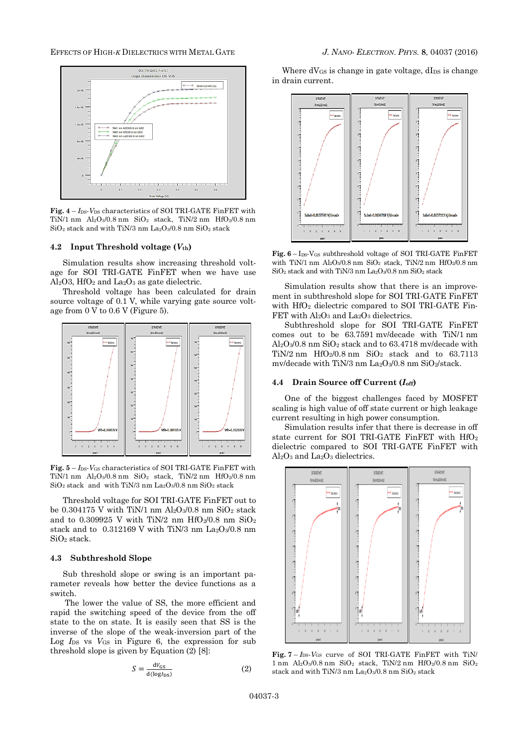**Fig. 4** – $I_{DS}$-$V_{DS}$ characteristics of SOI TRI-GATE FinFET with TiN/1 nm $Al_2O_3$/0.8 nm $SiO_2$ stack, TiN/2 nm $HfO_2$/0.8 nm $SiO_2$ stack and with TiN/3 nm $La_2O_3$/0.8 nm $SiO_2$ stack

### 4.2 Input Threshold voltage ($V_{th}$)

Simulation results show increasing threshold voltage for SOI TRI-GATE FinFET when we have use $Al_2O_3$, $HfO_2$ and $La_2O_3$ as gate dielectric.

Threshold voltage has been calculated for drain source voltage of 0.1 V, while varying gate source voltage from 0 V to 0.6 V (Figure 5).

**Fig. 5** – $I_{DS}$-$V_{GS}$ characteristics of SOI TRI-GATE FinFET with TiN/1 nm $Al_2O_3$/0.8 nm $SiO_2$ stack, TiN/2 nm $HfO_2$/0.8 nm $SiO_2$ stack and with TiN/3 nm $La_2O_3$/0.8 nm $SiO_2$ stack

Threshold voltage for SOI TRI-GATE FinFET out to be 0.304175 V with TiN/1 nm $Al_2O_3$/0.8 nm $SiO_2$ stack and to 0.309925 V with TiN/2 nm $HfO_2$/0.8 nm $SiO_2$ stack and to 0.312169 V with TiN/3 nm $La_2O_3$/0.8 nm $SiO_2$ stack.

### 4.3 Subthreshold Slope

Sub threshold slope or swing is an important parameter reveals how better the device functions as a switch.

The lower the value of SS, the more efficient and rapid the switching speed of the device from the off state to the on state. It is easily seen that SS is the inverse of the slope of the weak-inversion part of the Log $I_{DS}$ vs $V_{GS}$ in Figure 6, the expression for sub threshold slope is given by Equation (2) [8]:

$$S = \frac{dV_{GS}}{d(\log I_{DS})} \tag{2}$$

Where $dV_{GS}$ is change in gate voltage, $dI_{DS}$ is change in drain current.

**Fig. 6** – $I_{DS}$-$V_{GS}$ subthreshold voltage of SOI TRI-GATE FinFET with TiN/1 nm $Al_2O_3$/0.8 nm $SiO_2$ stack, TiN/2 nm $HfO_2$/0.8 nm $SiO_2$ stack and with TiN/3 nm $La_2O_3$/0.8 nm $SiO_2$ stack

Simulation results show that there is an improvement in subthreshold slope for SOI TRI-GATE FinFET with $HfO_2$ dielectric compared to SOI TRI-GATE FinFET with $Al_2O_3$ and $La_2O_3$ dielectrics.

Subthreshold slope for SOI TRI-GATE FinFET comes out to be 63.7591 mv/decade with TiN/1 nm $Al_2O_3$/0.8 nm $SiO_2$ stack and to 63.4718 mv/decade with TiN/2 nm $HfO_2$/0.8 nm $SiO_2$ stack and to 63.7113 mv/decade with TiN/3 nm $La_2O_3$/0.8 nm $SiO_2$/stack.

### 4.4 Drain Source off Current ($I_{off}$)

One of the biggest challenges faced by MOSFET scaling is high value of off state current or high leakage current resulting in high power consumption.

Simulation results infer that there is decrease in off state current for SOI TRI-GATE FinFET with $HfO_2$ dielectric compared to SOI TRI-GATE FinFET with $Al_2O_3$ and $La_2O_3$ dielectrics.

**Fig. 7** – $I_{DS}$-$V_{GS}$ curve of SOI TRI-GATE FinFET with TiN/1 nm $Al_2O_3$/0.8 nm $SiO_2$ stack, TiN/2 nm $HfO_2$/0.8 nm $SiO_2$ stack and with TiN/3 nm $La_2O_3$/0.8 nm $SiO_2$ stack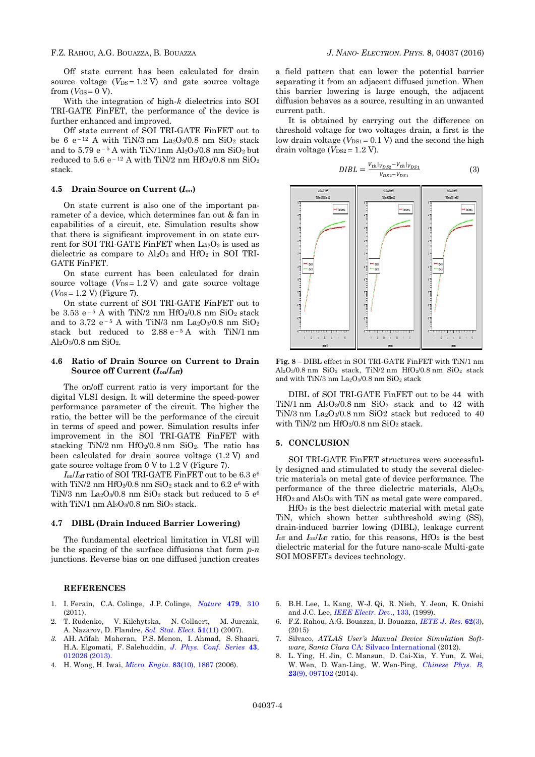Off state current has been calculated for drain source voltage ($V_{DS} = 1.2$ V) and gate source voltage from ($V_{GS} = 0$ V).

With the integration of high-$k$ dielectrics into SOI TRI-GATE FinFET, the performance of the device is further enhanced and improved.

Off state current of SOI TRI-GATE FinFET out to be 6 e$^{-12}$ A with TiN/3 nm $La_2O_3$/0.8 nm $SiO_2$ stack and to 5.79 e$^{-5}$ A with TiN/1nm $Al_2O_3$/0.8 nm $SiO_2$ but reduced to 5.6 e$^{-12}$ A with TiN/2 nm $HfO_2$/0.8 nm $SiO_2$ stack.

### 4.5 Drain Source on Current ($I_{on}$)

On state current is also one of the important parameter of a device, which determines fan out & fan in capabilities of a circuit, etc. Simulation results show that there is significant improvement in on state current for SOI TRI-GATE FinFET when $La_2O_3$ is used as dielectric as compare to $Al_2O_3$ and $HfO_2$ in SOI TRI-GATE FinFET.

On state current has been calculated for drain source voltage ($V_{DS} = 1.2$ V) and gate source voltage ($V_{GS} = 1.2$ V) (Figure 7).

On state current of SOI TRI-GATE FinFET out to be 3.53 e$^{-5}$ A with TiN/2 nm $HfO_2$/0.8 nm $SiO_2$ stack and to 3.72 e$^{-5}$ A with TiN/3 nm $La_2O_3$/0.8 nm $SiO_2$ stack but reduced to 2.88 e$^{-5}$ A with TiN/1 nm $Al_2O_3$/0.8 nm $SiO_2$.

### 4.6 Ratio of Drain Source on Current to Drain Source off Current ($I_{on}/I_{off}$)

The on/off current ratio is very important for the digital VLSI design. It will determine the speed-power performance parameter of the circuit. The higher the ratio, the better will be the performance of the circuit in terms of speed and power. Simulation results infer improvement in the SOI TRI-GATE FinFET with stacking TiN/2 nm $HfO_2$/0.8 nm $SiO_2$. The ratio has been calculated for drain source voltage (1.2 V) and gate source voltage from 0 V to 1.2 V (Figure 7).

$I_{on}/I_{off}$ ratio of SOI TRI-GATE FinFET out to be 6.3 e$^{6}$ with TiN/2 nm $HfO_2$/0.8 nm $SiO_2$ stack and to 6.2 e$^{6}$ with TiN/3 nm $La_2O_3$/0.8 nm $SiO_2$ stack but reduced to 5 e$^{6}$ with TiN/1 nm $Al_2O_3$/0.8 nm $SiO_2$ stack.

### 4.7 DIBL (Drain Induced Barrier Lowering)

The fundamental electrical limitation in VLSI will be the spacing of the surface diffusions that form $p$-$n$ junctions. Reverse bias on one diffused junction creates a field pattern that can lower the potential barrier separating it from an adjacent diffused junction. When this barrier lowering is large enough, the adjacent diffusion behaves as a source, resulting in an unwanted current path.

It is obtained by carrying out the difference on threshold voltage for two voltages drain, a first is the low drain voltage ($V_{DS1} = 0.1$ V) and the second the high drain voltage ($V_{DS2} = 1.2$ V).

$$DIBL = \frac{V_{th}|_{V_{DS2}} - V_{th}|_{V_{DS1}}}{V_{DS2} - V_{DS1}} \tag{3}$$

**Fig. 8** – DIBL effect in SOI TRI-GATE FinFET with TiN/1 nm $Al_2O_3$/0.8 nm $SiO_2$ stack, TiN/2 nm $HfO_2$/0.8 nm $SiO_2$ stack and with TiN/3 nm $La_2O_3$/0.8 nm $SiO_2$ stack

DIBL of SOI TRI-GATE FinFET out to be 44 with TiN/1 nm $Al_2O_3$/0.8 nm $SiO_2$ stack and to 42 with TiN/3 nm $La_2O_3$/0.8 nm SiO2 stack but reduced to 40 with TiN/2 nm $HfO_2$/0.8 nm $SiO_2$ stack.

## 5. CONCLUSION

SOI TRI-GATE FinFET structures were successfully designed and stimulated to study the several dielectric materials on metal gate of device performance. The performance of the three dielectric materials, $Al_2O_3$, $HfO_2$ and $Al_2O_3$ with TiN as metal gate were compared.

$HfO_2$ is the best dielectric material with metal gate TiN, which shown better subthreshold swing (SS), drain-induced barrier lowing (DIBL), leakage current $I_{off}$ and $I_{on}/I_{off}$ ratio, for this reasons, $HfO_2$ is the best dielectric material for the future nano-scale Multi-gate SOI MOSFETs devices technology.

## REFERENCES

1. I. Ferain, C.A. Colinge, J.P. Colinge, *Nature* **479**, 310 (2011).
2. T. Rudenko, V. Kilchytska, N. Collaert, M. Jurczak, A. Nazarov, D. Flandre, *Sol. Stat. Elect.* **51**(11) (2007).
3. AH. Afifah Maheran, P.S. Menon, I. Ahmad, S. Shaari, H.A. Elgomati, F. Salehuddin, *J. Phys. Conf. Series* **43**, 012026 (2013).
4. H. Wong, H. Iwai, *Micro. Engin.* **83**(10), 1867 (2006).
5. B.H. Lee, L. Kang, W-J. Qi, R. Nieh, Y. Jeon, K. Onishi and J.C. Lee, *IEEE Electr. Dev.*, 133, (1999).
6. F.Z. Rahou, A.G. Bouazza, B. Bouazza, *IETE J. Res.* **62**(3), (2015)
7. Silvaco, *ATLAS User's Manual Device Simulation Software, Santa Clara* CA: Silvaco International (2012).
8. L. Ying, H. Jin, C. Mansun, D. Cai-Xia, Y. Yun, Z. Wei, W. Wen, D. Wan-Ling, W. Wen-Ping, *Chinese Phys. B*, **23**(9), 097102 (2014).